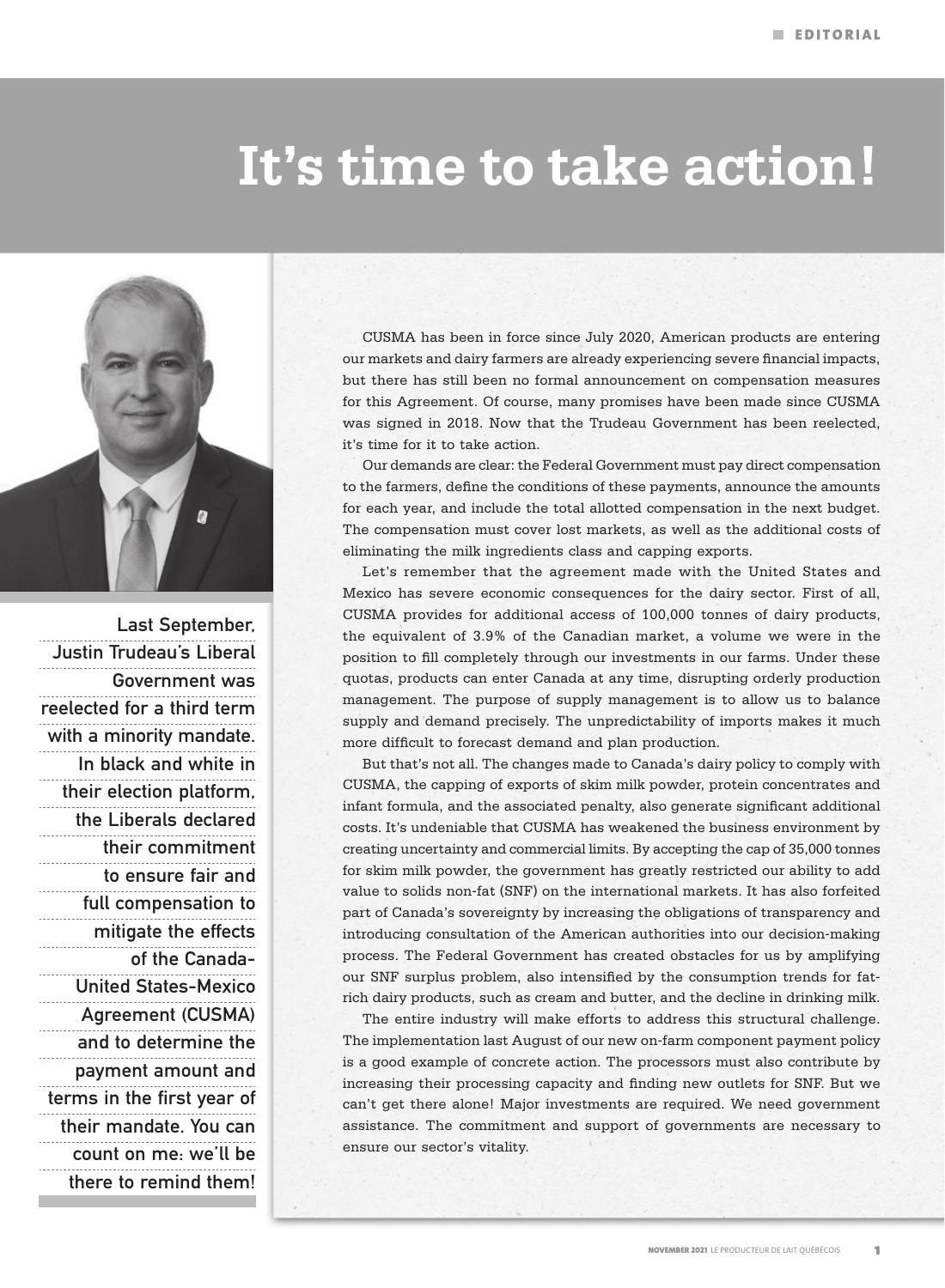# It's time to take action!

**Last September, Justin Trudeau's Liberal Government was reelected for a third term with a minority mandate. In black and white in their election platform, the Liberals declared their commitment to ensure fair and full compensation to mitigate the effects of the Canada-United States-Mexico Agreement (CUSMA) and to determine the payment amount and terms in the first year of their mandate. You can count on me: we'll be there to remind them!**

CUSMA has been in force since July 2020, American products are entering our markets and dairy farmers are already experiencing severe financial impacts, but there has still been no formal announcement on compensation measures for this Agreement. Of course, many promises have been made since CUSMA was signed in 2018. Now that the Trudeau Government has been reelected, it's time for it to take action.

Our demands are clear: the Federal Government must pay direct compensation to the farmers, define the conditions of these payments, announce the amounts for each year, and include the total allotted compensation in the next budget. The compensation must cover lost markets, as well as the additional costs of eliminating the milk ingredients class and capping exports.

Let's remember that the agreement made with the United States and Mexico has severe economic consequences for the dairy sector. First of all, CUSMA provides for additional access of 100,000 tonnes of dairy products, the equivalent of 3.9% of the Canadian market, a volume we were in the position to fill completely through our investments in our farms. Under these quotas, products can enter Canada at any time, disrupting orderly production management. The purpose of supply management is to allow us to balance supply and demand precisely. The unpredictability of imports makes it much more difficult to forecast demand and plan production.

But that's not all. The changes made to Canada's dairy policy to comply with CUSMA, the capping of exports of skim milk powder, protein concentrates and infant formula, and the associated penalty, also generate significant additional costs. It's undeniable that CUSMA has weakened the business environment by creating uncertainty and commercial limits. By accepting the cap of 35,000 tonnes for skim milk powder, the government has greatly restricted our ability to add value to solids non-fat (SNF) on the international markets. It has also forfeited part of Canada's sovereignty by increasing the obligations of transparency and introducing consultation of the American authorities into our decision-making process. The Federal Government has created obstacles for us by amplifying our SNF surplus problem, also intensified by the consumption trends for fat-rich dairy products, such as cream and butter, and the decline in drinking milk.

The entire industry will make efforts to address this structural challenge. The implementation last August of our new on-farm component payment policy is a good example of concrete action. The processors must also contribute by increasing their processing capacity and finding new outlets for SNF. But we can't get there alone! Major investments are required. We need government assistance. The commitment and support of governments are necessary to ensure our sector's vitality.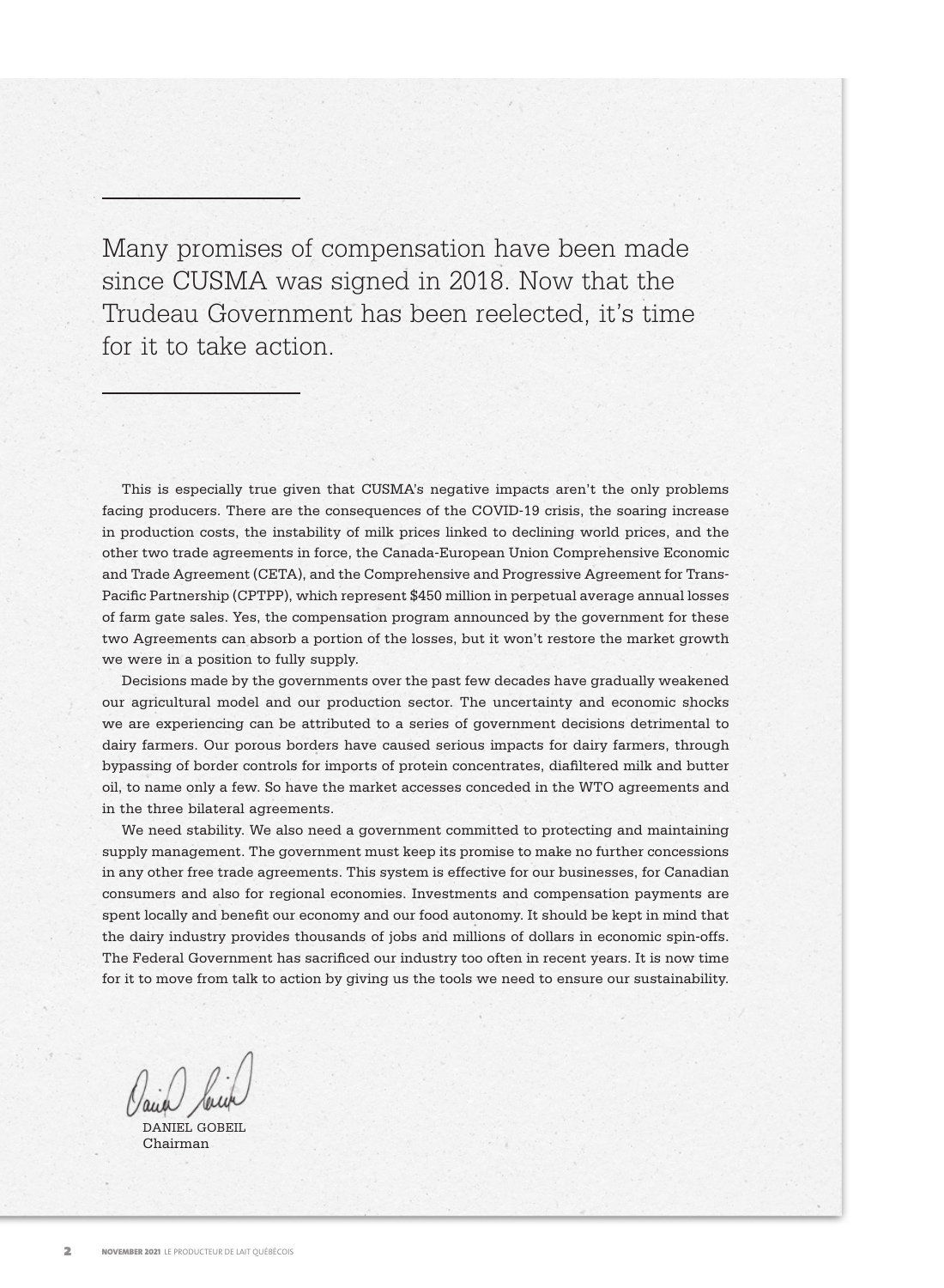Many promises of compensation have been made since CUSMA was signed in 2018. Now that the Trudeau Government has been reelected, it's time for it to take action.

This is especially true given that CUSMA's negative impacts aren't the only problems facing producers. There are the consequences of the COVID-19 crisis, the soaring increase in production costs, the instability of milk prices linked to declining world prices, and the other two trade agreements in force, the Canada-European Union Comprehensive Economic and Trade Agreement (CETA), and the Comprehensive and Progressive Agreement for Trans-Pacific Partnership (CPTPP), which represent $450 million in perpetual average annual losses of farm gate sales. Yes, the compensation program announced by the government for these two Agreements can absorb a portion of the losses, but it won't restore the market growth we were in a position to fully supply.

Decisions made by the governments over the past few decades have gradually weakened our agricultural model and our production sector. The uncertainty and economic shocks we are experiencing can be attributed to a series of government decisions detrimental to dairy farmers. Our porous borders have caused serious impacts for dairy farmers, through bypassing of border controls for imports of protein concentrates, diafiltered milk and butter oil, to name only a few. So have the market accesses conceded in the WTO agreements and in the three bilateral agreements.

We need stability. We also need a government committed to protecting and maintaining supply management. The government must keep its promise to make no further concessions in any other free trade agreements. This system is effective for our businesses, for Canadian consumers and also for regional economies. Investments and compensation payments are spent locally and benefit our economy and our food autonomy. It should be kept in mind that the dairy industry provides thousands of jobs and millions of dollars in economic spin-offs. The Federal Government has sacrificed our industry too often in recent years. It is now time for it to move from talk to action by giving us the tools we need to ensure our sustainability.

DANIEL GOBEIL
Chairman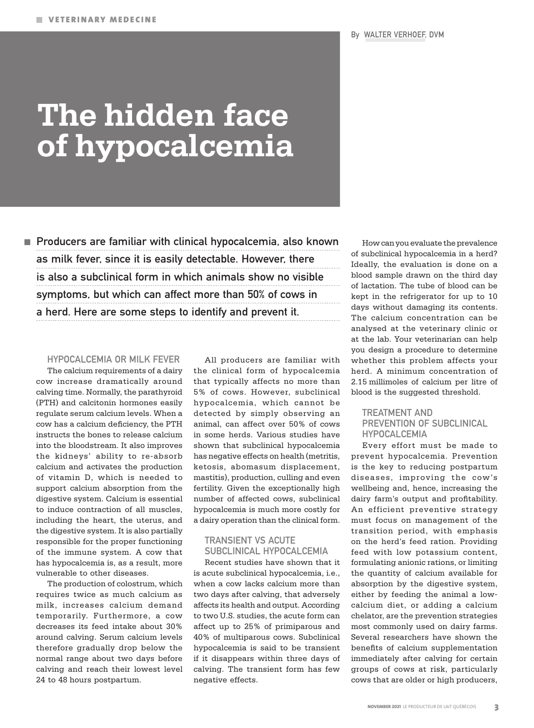VETERINARY MEDECINE

By WALTER VERHOEF, DVM

# The hidden face of hypocalcemia

**Producers are familiar with clinical hypocalcemia, also known as milk fever, since it is easily detectable. However, there is also a subclinical form in which animals show no visible symptoms, but which can affect more than 50% of cows in a herd. Here are some steps to identify and prevent it.**

## HYPOCALCEMIA OR MILK FEVER

The calcium requirements of a dairy cow increase dramatically around calving time. Normally, the parathyroid (PTH) and calcitonin hormones easily regulate serum calcium levels. When a cow has a calcium deficiency, the PTH instructs the bones to release calcium into the bloodstream. It also improves the kidneys' ability to re-absorb calcium and activates the production of vitamin D, which is needed to support calcium absorption from the digestive system. Calcium is essential to induce contraction of all muscles, including the heart, the uterus, and the digestive system. It is also partially responsible for the proper functioning of the immune system. A cow that has hypocalcemia is, as a result, more vulnerable to other diseases.

The production of colostrum, which requires twice as much calcium as milk, increases calcium demand temporarily. Furthermore, a cow decreases its feed intake about 30% around calving. Serum calcium levels therefore gradually drop below the normal range about two days before calving and reach their lowest level 24 to 48 hours postpartum.

All producers are familiar with the clinical form of hypocalcemia that typically affects no more than 5% of cows. However, subclinical hypocalcemia, which cannot be detected by simply observing an animal, can affect over 50% of cows in some herds. Various studies have shown that subclinical hypocalcemia has negative effects on health (metritis, ketosis, abomasum displacement, mastitis), production, culling and even fertility. Given the exceptionally high number of affected cows, subclinical hypocalcemia is much more costly for a dairy operation than the clinical form.

## TRANSIENT VS ACUTE SUBCLINICAL HYPOCALCEMIA

Recent studies have shown that it is acute subclinical hypocalcemia, i.e., when a cow lacks calcium more than two days after calving, that adversely affects its health and output. According to two U.S. studies, the acute form can affect up to 25% of primiparous and 40% of multiparous cows. Subclinical hypocalcemia is said to be transient if it disappears within three days of calving. The transient form has few negative effects.

How can you evaluate the prevalence of subclinical hypocalcemia in a herd? Ideally, the evaluation is done on a blood sample drawn on the third day of lactation. The tube of blood can be kept in the refrigerator for up to 10 days without damaging its contents. The calcium concentration can be analysed at the veterinary clinic or at the lab. Your veterinarian can help you design a procedure to determine whether this problem affects your herd. A minimum concentration of 2.15 millimoles of calcium per litre of blood is the suggested threshold.

## TREATMENT AND PREVENTION OF SUBCLINICAL HYPOCALCEMIA

Every effort must be made to prevent hypocalcemia. Prevention is the key to reducing postpartum diseases, improving the cow's wellbeing and, hence, increasing the dairy farm's output and profitability. An efficient preventive strategy must focus on management of the transition period, with emphasis on the herd's feed ration. Providing feed with low potassium content, formulating anionic rations, or limiting the quantity of calcium available for absorption by the digestive system, either by feeding the animal a low-calcium diet, or adding a calcium chelator, are the prevention strategies most commonly used on dairy farms. Several researchers have shown the benefits of calcium supplementation immediately after calving for certain groups of cows at risk, particularly cows that are older or high producers,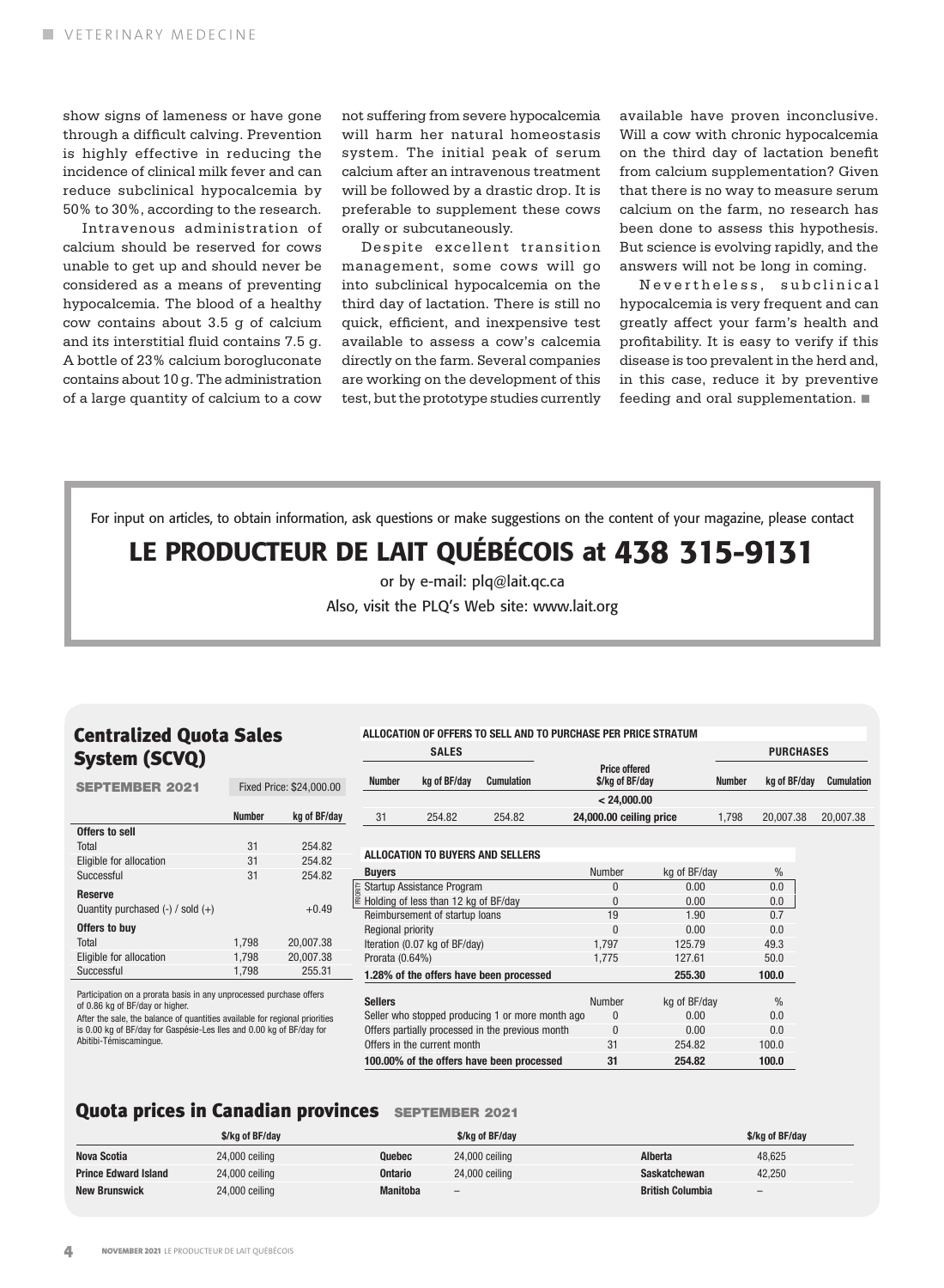show signs of lameness or have gone through a difficult calving. Prevention is highly effective in reducing the incidence of clinical milk fever and can reduce subclinical hypocalcemia by 50% to 30%, according to the research.

Intravenous administration of calcium should be reserved for cows unable to get up and should never be considered as a means of preventing hypocalcemia. The blood of a healthy cow contains about 3.5 g of calcium and its interstitial fluid contains 7.5 g. A bottle of 23% calcium borogluconate contains about 10 g. The administration of a large quantity of calcium to a cow not suffering from severe hypocalcemia will harm her natural homeostasis system. The initial peak of serum calcium after an intravenous treatment will be followed by a drastic drop. It is preferable to supplement these cows orally or subcutaneously.

Despite excellent transition management, some cows will go into subclinical hypocalcemia on the third day of lactation. There is still no quick, efficient, and inexpensive test available to assess a cow's calcemia directly on the farm. Several companies are working on the development of this test, but the prototype studies currently available have proven inconclusive. Will a cow with chronic hypocalcemia on the third day of lactation benefit from calcium supplementation? Given that there is no way to measure serum calcium on the farm, no research has been done to assess this hypothesis. But science is evolving rapidly, and the answers will not be long in coming.

Nevertheless, subclinical hypocalcemia is very frequent and can greatly affect your farm's health and profitability. It is easy to verify if this disease is too prevalent in the herd and, in this case, reduce it by preventive feeding and oral supplementation. ■

---

For input on articles, to obtain information, ask questions or make suggestions on the content of your magazine, please contact

**LE PRODUCTEUR DE LAIT QUÉBÉCOIS at 438 315-9131**

or by e-mail: plq@lait.qc.ca

Also, visit the PLQ's Web site: www.lait.org

---

## Centralized Quota Sales System (SCVQ)

**SEPTEMBER 2021** — Fixed Price: $24,000.00

| | Number | kg of BF/day |
|---|---|---|
| **Offers to sell** | | |
| Total | 31 | 254.82 |
| Eligible for allocation | 31 | 254.82 |
| Successful | 31 | 254.82 |
| **Reserve** | | |
| Quantity purchased (-) / sold (+) | | +0.49 |
| **Offers to buy** | | |
| Total | 1,798 | 20,007.38 |
| Eligible for allocation | 1,798 | 20,007.38 |
| Successful | 1,798 | 255.31 |

Participation on a prorata basis in any unprocessed purchase offers of 0.86 kg of BF/day or higher.

After the sale, the balance of quantities available for regional priorities is 0.00 kg of BF/day for Gaspésie-Les Iles and 0.00 kg of BF/day for Abitibi-Témiscamingue.

**ALLOCATION OF OFFERS TO SELL AND TO PURCHASE PER PRICE STRATUM**

| SALES | | | | PURCHASES | | |
|---|---|---|---|---|---|---|
| Number | kg of BF/day | Cumulation | Price offered $/kg of BF/day | Number | kg of BF/day | Cumulation |
| | | | < 24,000.00 | | | |
| 31 | 254.82 | 254.82 | 24,000.00 ceiling price | 1,798 | 20,007.38 | 20,007.38 |

**ALLOCATION TO BUYERS AND SELLERS**

| Buyers | Number | kg of BF/day | % |
|---|---|---|---|
| Startup Assistance Program (Priority) | 0 | 0.00 | 0.0 |
| Holding of less than 12 kg of BF/day (Priority) | 0 | 0.00 | 0.0 |
| Reimbursement of startup loans | 19 | 1.90 | 0.7 |
| Regional priority | 0 | 0.00 | 0.0 |
| Iteration (0.07 kg of BF/day) | 1,797 | 125.79 | 49.3 |
| Prorata (0.64%) | 1,775 | 127.61 | 50.0 |
| **1.28% of the offers have been processed** | | **255.30** | **100.0** |

| Sellers | Number | kg of BF/day | % |
|---|---|---|---|
| Seller who stopped producing 1 or more month ago | 0 | 0.00 | 0.0 |
| Offers partially processed in the previous month | 0 | 0.00 | 0.0 |
| Offers in the current month | 31 | 254.82 | 100.0 |
| **100.00% of the offers have been processed** | **31** | **254.82** | **100.0** |

## Quota prices in Canadian provinces SEPTEMBER 2021

| | $/kg of BF/day | | $/kg of BF/day | | $/kg of BF/day |
|---|---|---|---|---|---|
| **Nova Scotia** | 24,000 ceiling | **Quebec** | 24,000 ceiling | **Alberta** | 48,625 |
| **Prince Edward Island** | 24,000 ceiling | **Ontario** | 24,000 ceiling | **Saskatchewan** | 42,250 |
| **New Brunswick** | 24,000 ceiling | **Manitoba** | – | **British Columbia** | – |